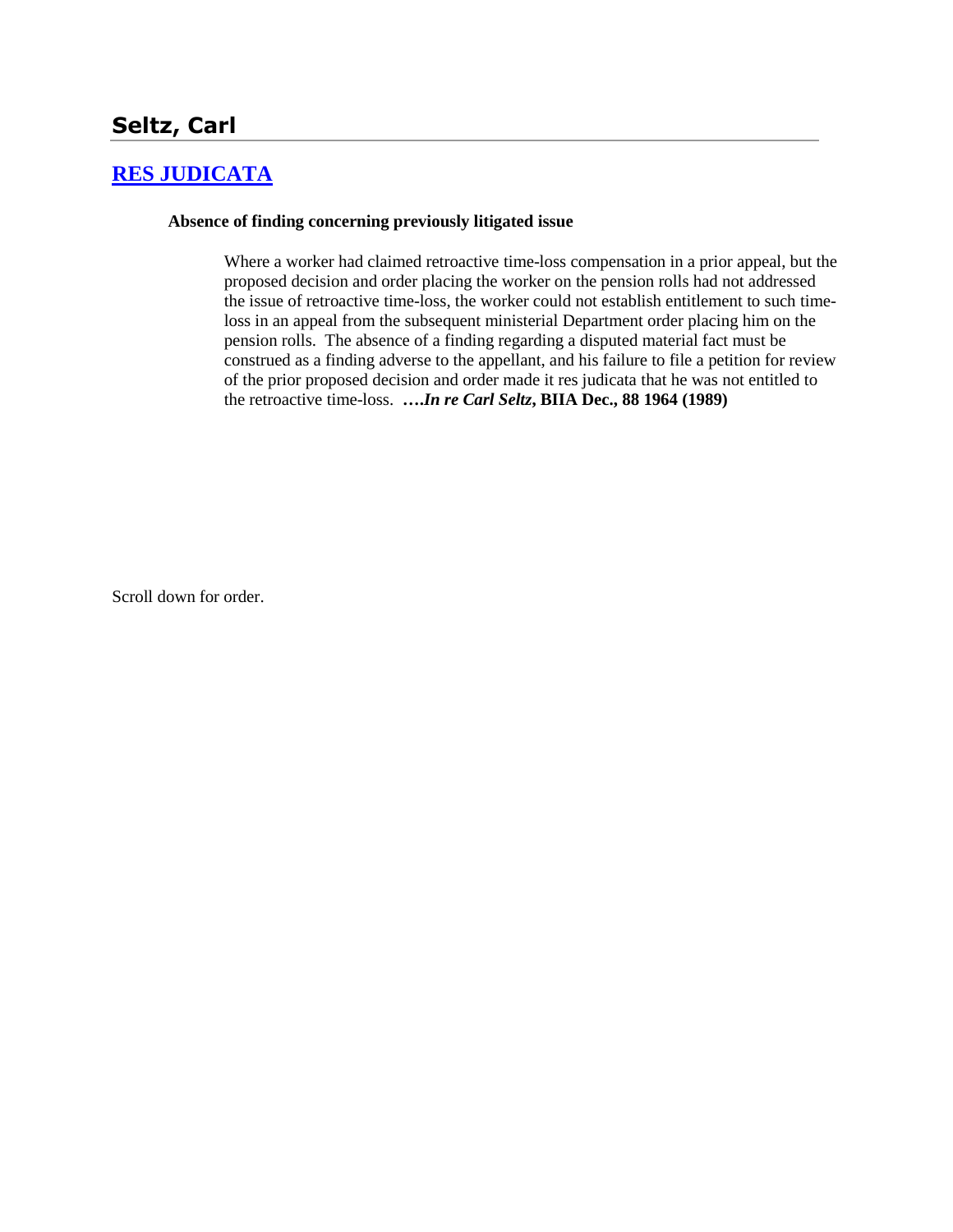# Seltz, Carl

## RES JUDICATA

**Absence of finding concerning previously litigated issue**

Where a worker had claimed retroactive time-loss compensation in a prior appeal, but the proposed decision and order placing the worker on the pension rolls had not addressed the issue of retroactive time-loss, the worker could not establish entitlement to such time-loss in an appeal from the subsequent ministerial Department order placing him on the pension rolls. The absence of a finding regarding a disputed material fact must be construed as a finding adverse to the appellant, and his failure to file a petition for review of the prior proposed decision and order made it res judicata that he was not entitled to the retroactive time-loss. **….*In re Carl Seltz*, BIIA Dec., 88 1964 (1989)**

Scroll down for order.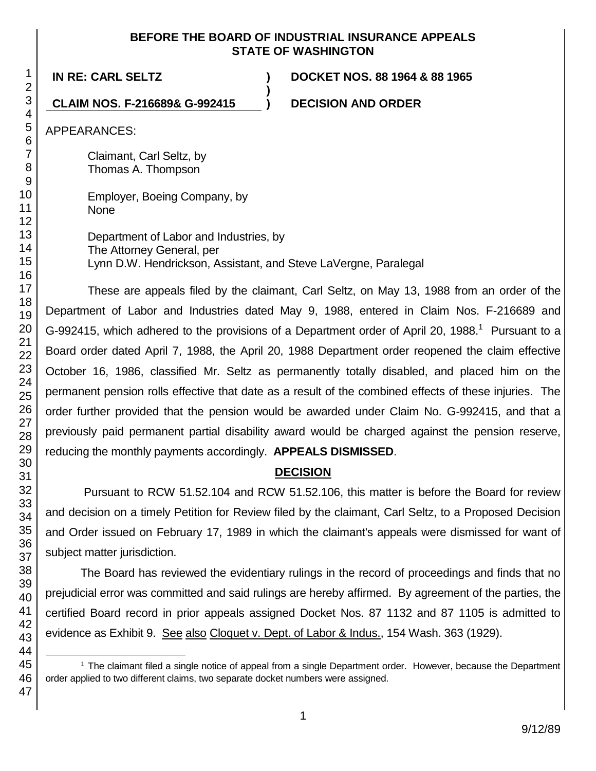**BEFORE THE BOARD OF INDUSTRIAL INSURANCE APPEALS**
**STATE OF WASHINGTON**

**IN RE: CARL SELTZ** ) **DOCKET NOS. 88 1964 & 88 1965**
)
**CLAIM NOS. F-216689& G-992415** ) **DECISION AND ORDER**

APPEARANCES:

Claimant, Carl Seltz, by
Thomas A. Thompson

Employer, Boeing Company, by
None

Department of Labor and Industries, by
The Attorney General, per
Lynn D.W. Hendrickson, Assistant, and Steve LaVergne, Paralegal

These are appeals filed by the claimant, Carl Seltz, on May 13, 1988 from an order of the Department of Labor and Industries dated May 9, 1988, entered in Claim Nos. F-216689 and G-992415, which adhered to the provisions of a Department order of April 20, 1988.[1] Pursuant to a Board order dated April 7, 1988, the April 20, 1988 Department order reopened the claim effective October 16, 1986, classified Mr. Seltz as permanently totally disabled, and placed him on the permanent pension rolls effective that date as a result of the combined effects of these injuries. The order further provided that the pension would be awarded under Claim No. G-992415, and that a previously paid permanent partial disability award would be charged against the pension reserve, reducing the monthly payments accordingly. **APPEALS DISMISSED**.

## DECISION

Pursuant to RCW 51.52.104 and RCW 51.52.106, this matter is before the Board for review and decision on a timely Petition for Review filed by the claimant, Carl Seltz, to a Proposed Decision and Order issued on February 17, 1989 in which the claimant's appeals were dismissed for want of subject matter jurisdiction.

The Board has reviewed the evidentiary rulings in the record of proceedings and finds that no prejudicial error was committed and said rulings are hereby affirmed. By agreement of the parties, the certified Board record in prior appeals assigned Docket Nos. 87 1132 and 87 1105 is admitted to evidence as Exhibit 9. See also Cloquet v. Dept. of Labor & Indus., 154 Wash. 363 (1929).

[1] The claimant filed a single notice of appeal from a single Department order. However, because the Department order applied to two different claims, two separate docket numbers were assigned.

9/12/89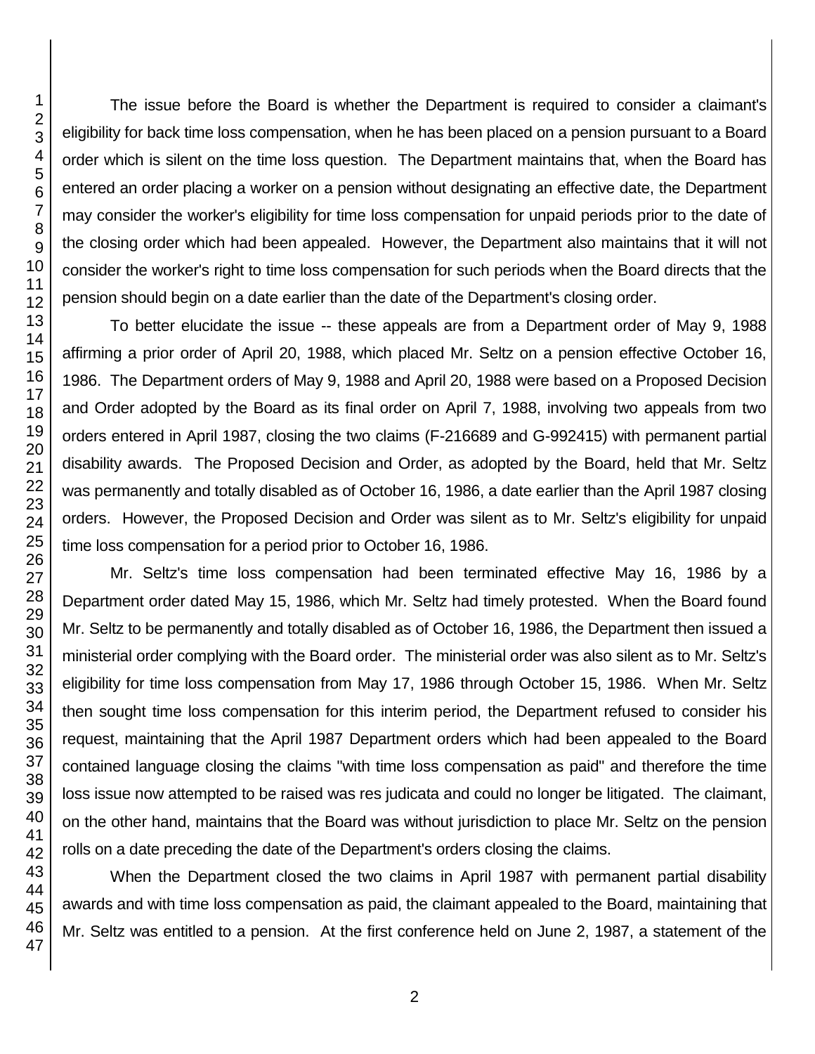The issue before the Board is whether the Department is required to consider a claimant's eligibility for back time loss compensation, when he has been placed on a pension pursuant to a Board order which is silent on the time loss question. The Department maintains that, when the Board has entered an order placing a worker on a pension without designating an effective date, the Department may consider the worker's eligibility for time loss compensation for unpaid periods prior to the date of the closing order which had been appealed. However, the Department also maintains that it will not consider the worker's right to time loss compensation for such periods when the Board directs that the pension should begin on a date earlier than the date of the Department's closing order.

To better elucidate the issue -- these appeals are from a Department order of May 9, 1988 affirming a prior order of April 20, 1988, which placed Mr. Seltz on a pension effective October 16, 1986. The Department orders of May 9, 1988 and April 20, 1988 were based on a Proposed Decision and Order adopted by the Board as its final order on April 7, 1988, involving two appeals from two orders entered in April 1987, closing the two claims (F-216689 and G-992415) with permanent partial disability awards. The Proposed Decision and Order, as adopted by the Board, held that Mr. Seltz was permanently and totally disabled as of October 16, 1986, a date earlier than the April 1987 closing orders. However, the Proposed Decision and Order was silent as to Mr. Seltz's eligibility for unpaid time loss compensation for a period prior to October 16, 1986.

Mr. Seltz's time loss compensation had been terminated effective May 16, 1986 by a Department order dated May 15, 1986, which Mr. Seltz had timely protested. When the Board found Mr. Seltz to be permanently and totally disabled as of October 16, 1986, the Department then issued a ministerial order complying with the Board order. The ministerial order was also silent as to Mr. Seltz's eligibility for time loss compensation from May 17, 1986 through October 15, 1986. When Mr. Seltz then sought time loss compensation for this interim period, the Department refused to consider his request, maintaining that the April 1987 Department orders which had been appealed to the Board contained language closing the claims "with time loss compensation as paid" and therefore the time loss issue now attempted to be raised was res judicata and could no longer be litigated. The claimant, on the other hand, maintains that the Board was without jurisdiction to place Mr. Seltz on the pension rolls on a date preceding the date of the Department's orders closing the claims.

When the Department closed the two claims in April 1987 with permanent partial disability awards and with time loss compensation as paid, the claimant appealed to the Board, maintaining that Mr. Seltz was entitled to a pension. At the first conference held on June 2, 1987, a statement of the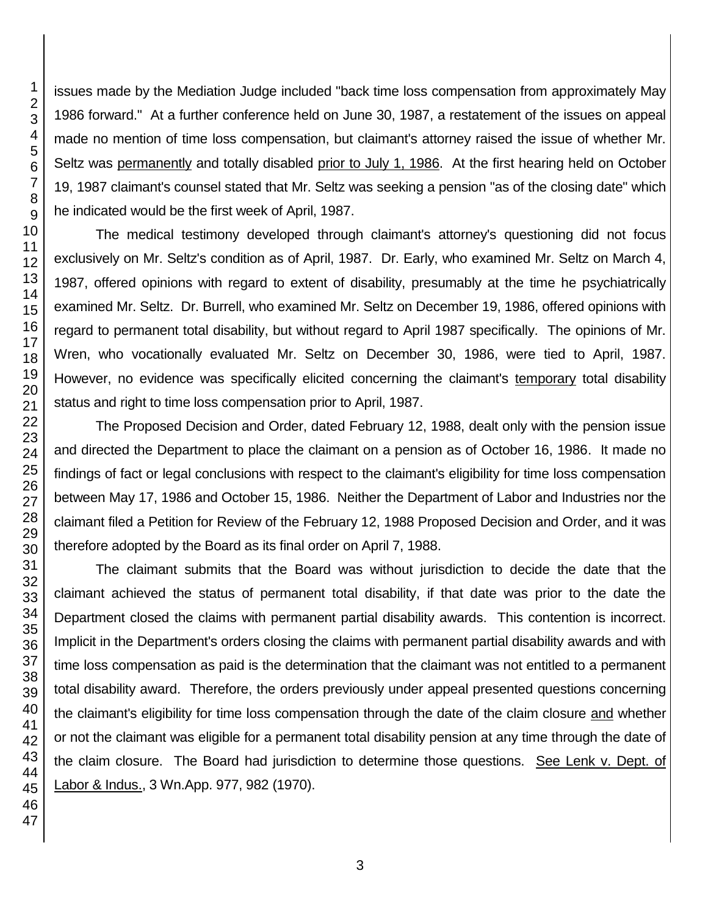issues made by the Mediation Judge included "back time loss compensation from approximately May 1986 forward." At a further conference held on June 30, 1987, a restatement of the issues on appeal made no mention of time loss compensation, but claimant's attorney raised the issue of whether Mr. Seltz was permanently and totally disabled prior to July 1, 1986. At the first hearing held on October 19, 1987 claimant's counsel stated that Mr. Seltz was seeking a pension "as of the closing date" which he indicated would be the first week of April, 1987.

The medical testimony developed through claimant's attorney's questioning did not focus exclusively on Mr. Seltz's condition as of April, 1987. Dr. Early, who examined Mr. Seltz on March 4, 1987, offered opinions with regard to extent of disability, presumably at the time he psychiatrically examined Mr. Seltz. Dr. Burrell, who examined Mr. Seltz on December 19, 1986, offered opinions with regard to permanent total disability, but without regard to April 1987 specifically. The opinions of Mr. Wren, who vocationally evaluated Mr. Seltz on December 30, 1986, were tied to April, 1987. However, no evidence was specifically elicited concerning the claimant's temporary total disability status and right to time loss compensation prior to April, 1987.

The Proposed Decision and Order, dated February 12, 1988, dealt only with the pension issue and directed the Department to place the claimant on a pension as of October 16, 1986. It made no findings of fact or legal conclusions with respect to the claimant's eligibility for time loss compensation between May 17, 1986 and October 15, 1986. Neither the Department of Labor and Industries nor the claimant filed a Petition for Review of the February 12, 1988 Proposed Decision and Order, and it was therefore adopted by the Board as its final order on April 7, 1988.

The claimant submits that the Board was without jurisdiction to decide the date that the claimant achieved the status of permanent total disability, if that date was prior to the date the Department closed the claims with permanent partial disability awards. This contention is incorrect. Implicit in the Department's orders closing the claims with permanent partial disability awards and with time loss compensation as paid is the determination that the claimant was not entitled to a permanent total disability award. Therefore, the orders previously under appeal presented questions concerning the claimant's eligibility for time loss compensation through the date of the claim closure and whether or not the claimant was eligible for a permanent total disability pension at any time through the date of the claim closure. The Board had jurisdiction to determine those questions. See Lenk v. Dept. of Labor & Indus., 3 Wn.App. 977, 982 (1970).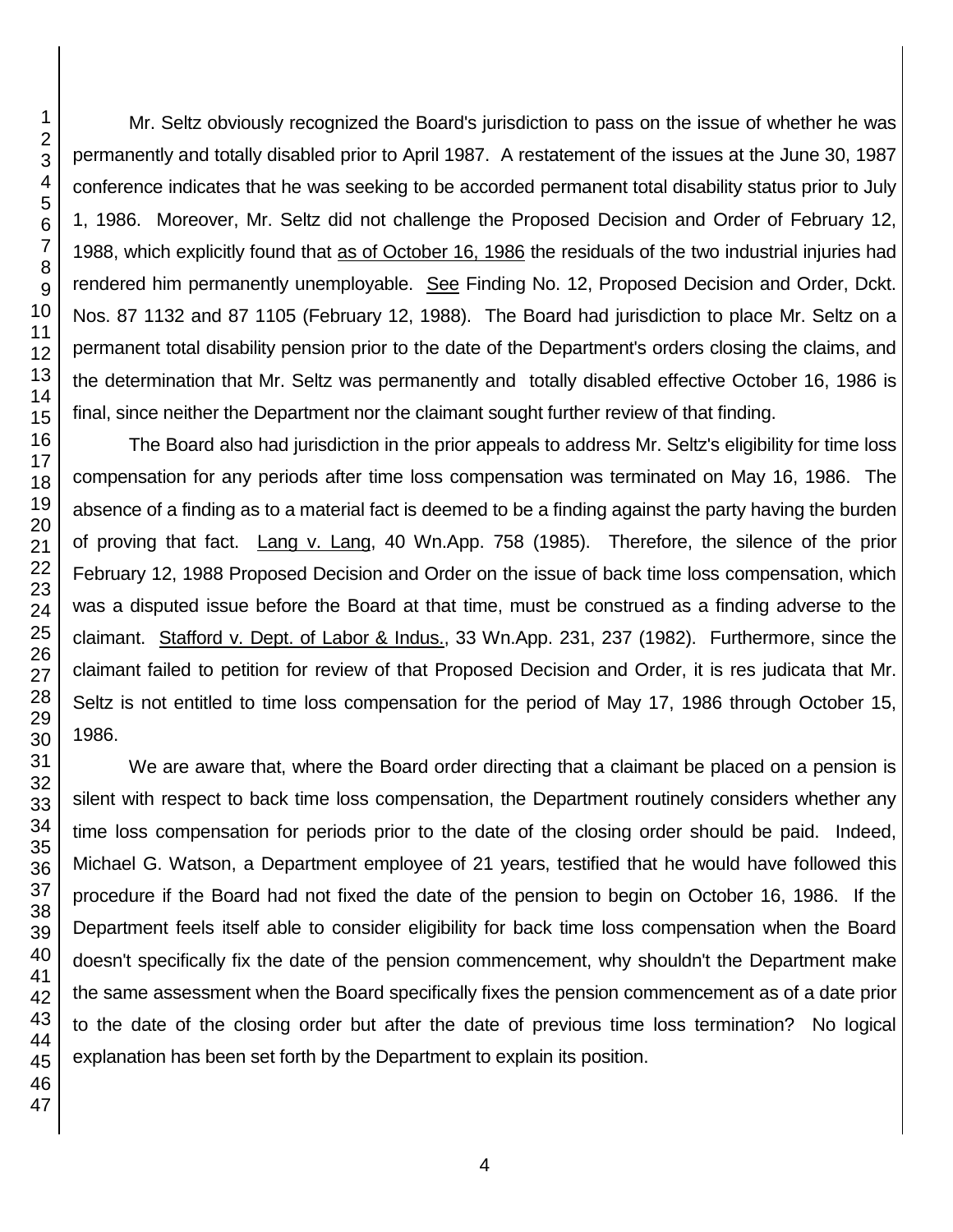Mr. Seltz obviously recognized the Board's jurisdiction to pass on the issue of whether he was permanently and totally disabled prior to April 1987. A restatement of the issues at the June 30, 1987 conference indicates that he was seeking to be accorded permanent total disability status prior to July 1, 1986. Moreover, Mr. Seltz did not challenge the Proposed Decision and Order of February 12, 1988, which explicitly found that as of October 16, 1986 the residuals of the two industrial injuries had rendered him permanently unemployable. See Finding No. 12, Proposed Decision and Order, Dckt. Nos. 87 1132 and 87 1105 (February 12, 1988). The Board had jurisdiction to place Mr. Seltz on a permanent total disability pension prior to the date of the Department's orders closing the claims, and the determination that Mr. Seltz was permanently and totally disabled effective October 16, 1986 is final, since neither the Department nor the claimant sought further review of that finding.

The Board also had jurisdiction in the prior appeals to address Mr. Seltz's eligibility for time loss compensation for any periods after time loss compensation was terminated on May 16, 1986. The absence of a finding as to a material fact is deemed to be a finding against the party having the burden of proving that fact. Lang v. Lang, 40 Wn.App. 758 (1985). Therefore, the silence of the prior February 12, 1988 Proposed Decision and Order on the issue of back time loss compensation, which was a disputed issue before the Board at that time, must be construed as a finding adverse to the claimant. Stafford v. Dept. of Labor & Indus., 33 Wn.App. 231, 237 (1982). Furthermore, since the claimant failed to petition for review of that Proposed Decision and Order, it is res judicata that Mr. Seltz is not entitled to time loss compensation for the period of May 17, 1986 through October 15, 1986.

We are aware that, where the Board order directing that a claimant be placed on a pension is silent with respect to back time loss compensation, the Department routinely considers whether any time loss compensation for periods prior to the date of the closing order should be paid. Indeed, Michael G. Watson, a Department employee of 21 years, testified that he would have followed this procedure if the Board had not fixed the date of the pension to begin on October 16, 1986. If the Department feels itself able to consider eligibility for back time loss compensation when the Board doesn't specifically fix the date of the pension commencement, why shouldn't the Department make the same assessment when the Board specifically fixes the pension commencement as of a date prior to the date of the closing order but after the date of previous time loss termination? No logical explanation has been set forth by the Department to explain its position.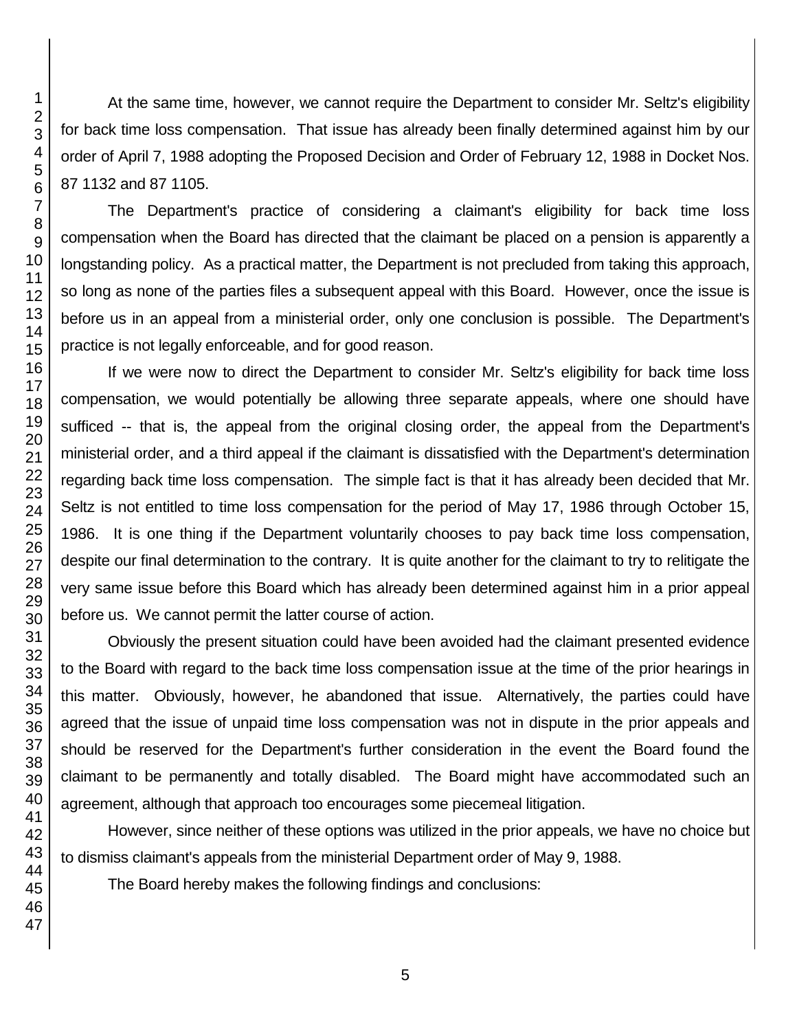At the same time, however, we cannot require the Department to consider Mr. Seltz's eligibility for back time loss compensation. That issue has already been finally determined against him by our order of April 7, 1988 adopting the Proposed Decision and Order of February 12, 1988 in Docket Nos. 87 1132 and 87 1105.

The Department's practice of considering a claimant's eligibility for back time loss compensation when the Board has directed that the claimant be placed on a pension is apparently a longstanding policy. As a practical matter, the Department is not precluded from taking this approach, so long as none of the parties files a subsequent appeal with this Board. However, once the issue is before us in an appeal from a ministerial order, only one conclusion is possible. The Department's practice is not legally enforceable, and for good reason.

If we were now to direct the Department to consider Mr. Seltz's eligibility for back time loss compensation, we would potentially be allowing three separate appeals, where one should have sufficed -- that is, the appeal from the original closing order, the appeal from the Department's ministerial order, and a third appeal if the claimant is dissatisfied with the Department's determination regarding back time loss compensation. The simple fact is that it has already been decided that Mr. Seltz is not entitled to time loss compensation for the period of May 17, 1986 through October 15, 1986. It is one thing if the Department voluntarily chooses to pay back time loss compensation, despite our final determination to the contrary. It is quite another for the claimant to try to relitigate the very same issue before this Board which has already been determined against him in a prior appeal before us. We cannot permit the latter course of action.

Obviously the present situation could have been avoided had the claimant presented evidence to the Board with regard to the back time loss compensation issue at the time of the prior hearings in this matter. Obviously, however, he abandoned that issue. Alternatively, the parties could have agreed that the issue of unpaid time loss compensation was not in dispute in the prior appeals and should be reserved for the Department's further consideration in the event the Board found the claimant to be permanently and totally disabled. The Board might have accommodated such an agreement, although that approach too encourages some piecemeal litigation.

However, since neither of these options was utilized in the prior appeals, we have no choice but to dismiss claimant's appeals from the ministerial Department order of May 9, 1988.

The Board hereby makes the following findings and conclusions: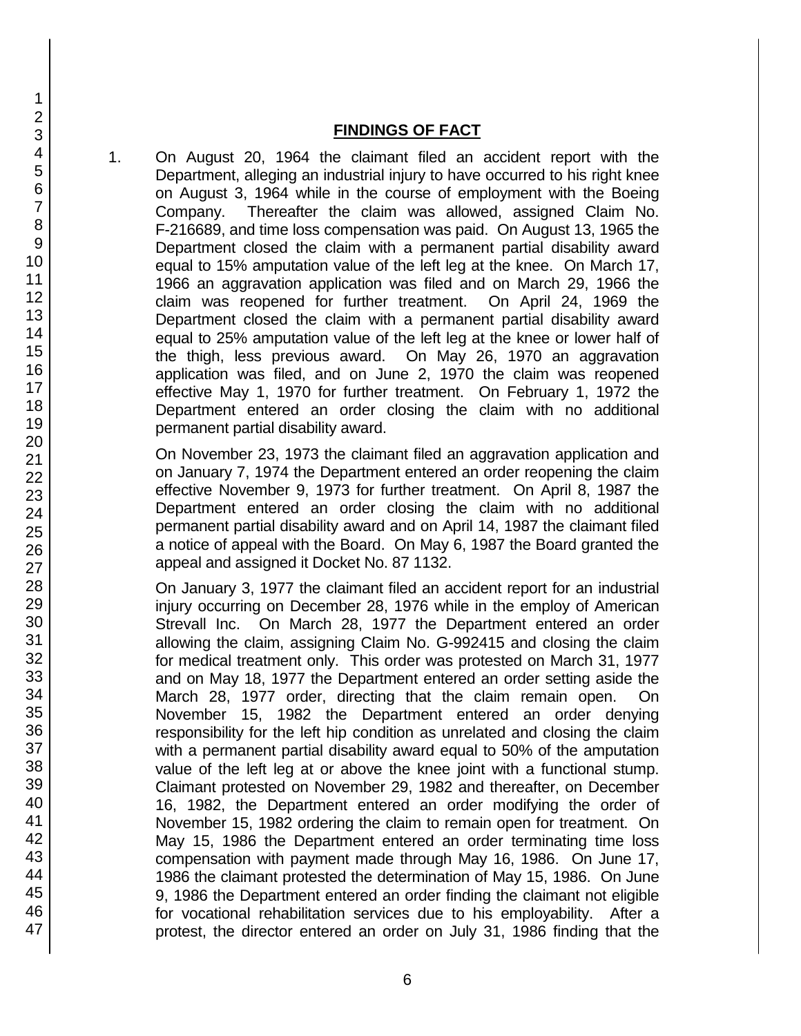## FINDINGS OF FACT

1. On August 20, 1964 the claimant filed an accident report with the Department, alleging an industrial injury to have occurred to his right knee on August 3, 1964 while in the course of employment with the Boeing Company. Thereafter the claim was allowed, assigned Claim No. F-216689, and time loss compensation was paid. On August 13, 1965 the Department closed the claim with a permanent partial disability award equal to 15% amputation value of the left leg at the knee. On March 17, 1966 an aggravation application was filed and on March 29, 1966 the claim was reopened for further treatment. On April 24, 1969 the Department closed the claim with a permanent partial disability award equal to 25% amputation value of the left leg at the knee or lower half of the thigh, less previous award. On May 26, 1970 an aggravation application was filed, and on June 2, 1970 the claim was reopened effective May 1, 1970 for further treatment. On February 1, 1972 the Department entered an order closing the claim with no additional permanent partial disability award.

   On November 23, 1973 the claimant filed an aggravation application and on January 7, 1974 the Department entered an order reopening the claim effective November 9, 1973 for further treatment. On April 8, 1987 the Department entered an order closing the claim with no additional permanent partial disability award and on April 14, 1987 the claimant filed a notice of appeal with the Board. On May 6, 1987 the Board granted the appeal and assigned it Docket No. 87 1132.

   On January 3, 1977 the claimant filed an accident report for an industrial injury occurring on December 28, 1976 while in the employ of American Strevall Inc. On March 28, 1977 the Department entered an order allowing the claim, assigning Claim No. G-992415 and closing the claim for medical treatment only. This order was protested on March 31, 1977 and on May 18, 1977 the Department entered an order setting aside the March 28, 1977 order, directing that the claim remain open. On November 15, 1982 the Department entered an order denying responsibility for the left hip condition as unrelated and closing the claim with a permanent partial disability award equal to 50% of the amputation value of the left leg at or above the knee joint with a functional stump. Claimant protested on November 29, 1982 and thereafter, on December 16, 1982, the Department entered an order modifying the order of November 15, 1982 ordering the claim to remain open for treatment. On May 15, 1986 the Department entered an order terminating time loss compensation with payment made through May 16, 1986. On June 17, 1986 the claimant protested the determination of May 15, 1986. On June 9, 1986 the Department entered an order finding the claimant not eligible for vocational rehabilitation services due to his employability. After a protest, the director entered an order on July 31, 1986 finding that the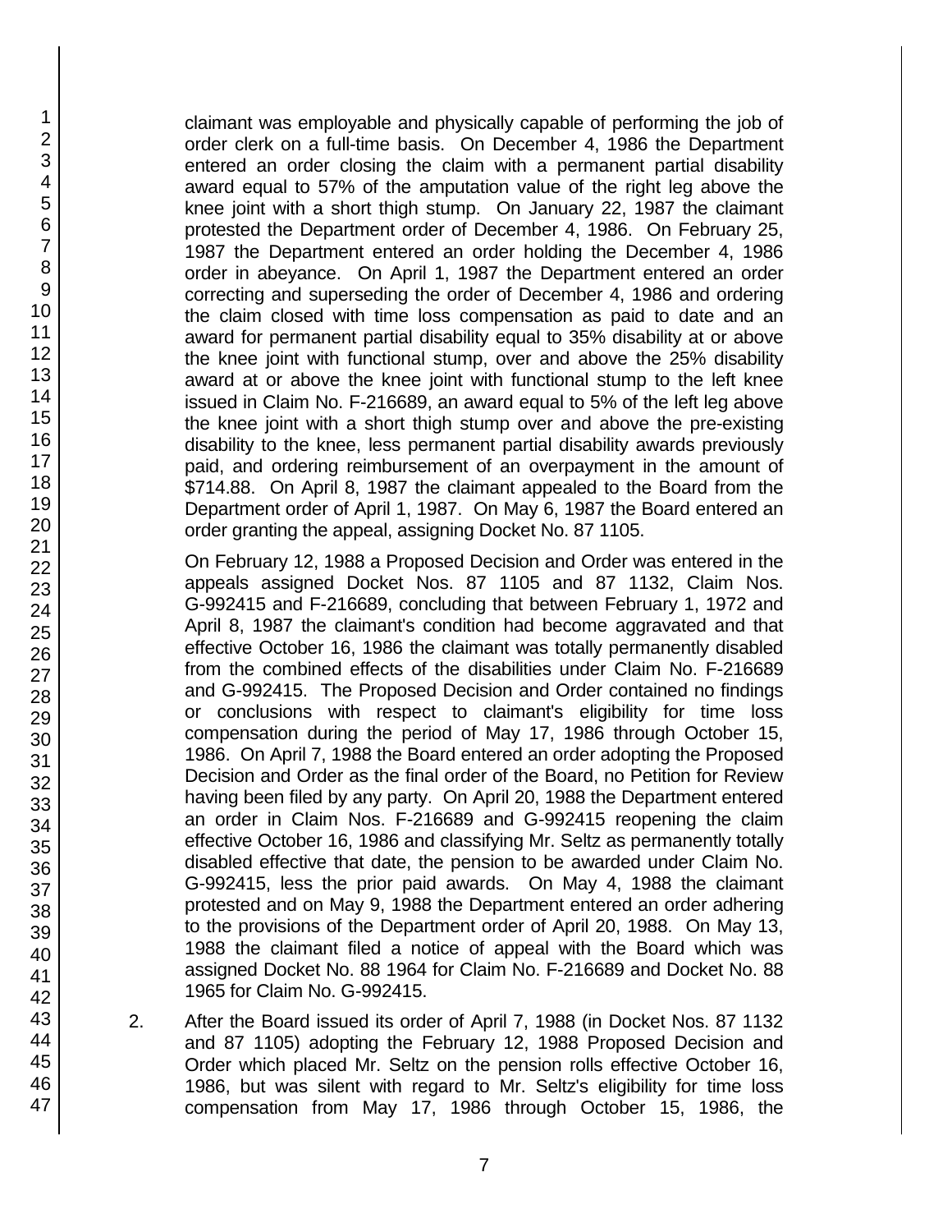claimant was employable and physically capable of performing the job of order clerk on a full-time basis. On December 4, 1986 the Department entered an order closing the claim with a permanent partial disability award equal to 57% of the amputation value of the right leg above the knee joint with a short thigh stump. On January 22, 1987 the claimant protested the Department order of December 4, 1986. On February 25, 1987 the Department entered an order holding the December 4, 1986 order in abeyance. On April 1, 1987 the Department entered an order correcting and superseding the order of December 4, 1986 and ordering the claim closed with time loss compensation as paid to date and an award for permanent partial disability equal to 35% disability at or above the knee joint with functional stump, over and above the 25% disability award at or above the knee joint with functional stump to the left knee issued in Claim No. F-216689, an award equal to 5% of the left leg above the knee joint with a short thigh stump over and above the pre-existing disability to the knee, less permanent partial disability awards previously paid, and ordering reimbursement of an overpayment in the amount of $714.88. On April 8, 1987 the claimant appealed to the Board from the Department order of April 1, 1987. On May 6, 1987 the Board entered an order granting the appeal, assigning Docket No. 87 1105.

On February 12, 1988 a Proposed Decision and Order was entered in the appeals assigned Docket Nos. 87 1105 and 87 1132, Claim Nos. G-992415 and F-216689, concluding that between February 1, 1972 and April 8, 1987 the claimant's condition had become aggravated and that effective October 16, 1986 the claimant was totally permanently disabled from the combined effects of the disabilities under Claim No. F-216689 and G-992415. The Proposed Decision and Order contained no findings or conclusions with respect to claimant's eligibility for time loss compensation during the period of May 17, 1986 through October 15, 1986. On April 7, 1988 the Board entered an order adopting the Proposed Decision and Order as the final order of the Board, no Petition for Review having been filed by any party. On April 20, 1988 the Department entered an order in Claim Nos. F-216689 and G-992415 reopening the claim effective October 16, 1986 and classifying Mr. Seltz as permanently totally disabled effective that date, the pension to be awarded under Claim No. G-992415, less the prior paid awards. On May 4, 1988 the claimant protested and on May 9, 1988 the Department entered an order adhering to the provisions of the Department order of April 20, 1988. On May 13, 1988 the claimant filed a notice of appeal with the Board which was assigned Docket No. 88 1964 for Claim No. F-216689 and Docket No. 88 1965 for Claim No. G-992415.

2. After the Board issued its order of April 7, 1988 (in Docket Nos. 87 1132 and 87 1105) adopting the February 12, 1988 Proposed Decision and Order which placed Mr. Seltz on the pension rolls effective October 16, 1986, but was silent with regard to Mr. Seltz's eligibility for time loss compensation from May 17, 1986 through October 15, 1986, the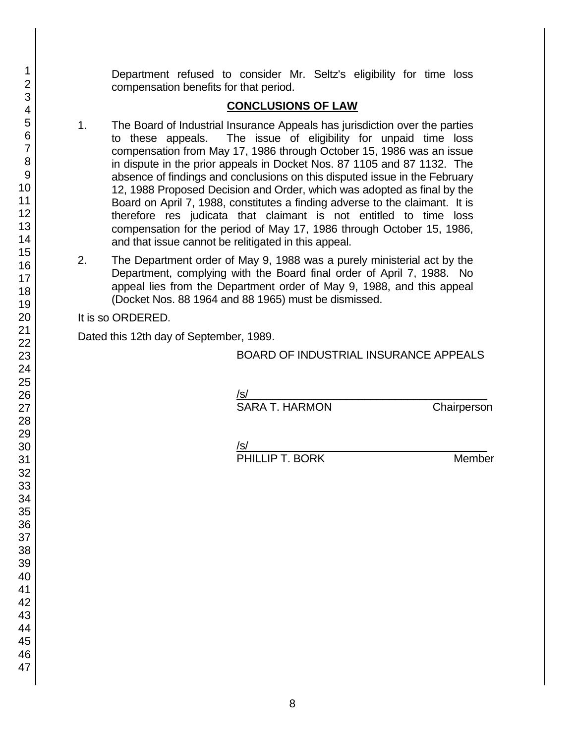Department refused to consider Mr. Seltz's eligibility for time loss compensation benefits for that period.

## CONCLUSIONS OF LAW

1. The Board of Industrial Insurance Appeals has jurisdiction over the parties to these appeals. The issue of eligibility for unpaid time loss compensation from May 17, 1986 through October 15, 1986 was an issue in dispute in the prior appeals in Docket Nos. 87 1105 and 87 1132. The absence of findings and conclusions on this disputed issue in the February 12, 1988 Proposed Decision and Order, which was adopted as final by the Board on April 7, 1988, constitutes a finding adverse to the claimant. It is therefore res judicata that claimant is not entitled to time loss compensation for the period of May 17, 1986 through October 15, 1986, and that issue cannot be relitigated in this appeal.

2. The Department order of May 9, 1988 was a purely ministerial act by the Department, complying with the Board final order of April 7, 1988. No appeal lies from the Department order of May 9, 1988, and this appeal (Docket Nos. 88 1964 and 88 1965) must be dismissed.

It is so ORDERED.

Dated this 12th day of September, 1989.

BOARD OF INDUSTRIAL INSURANCE APPEALS

/s/
SARA T. HARMON Chairperson

/s/
PHILLIP T. BORK Member